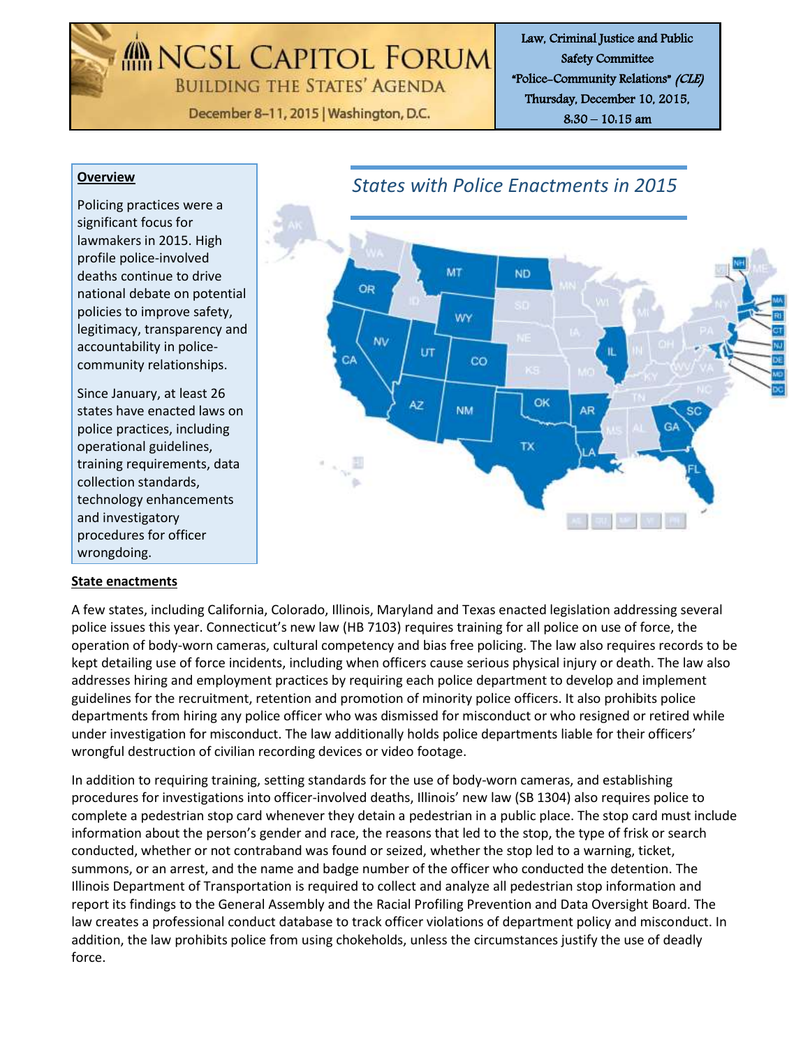# NCSL Capitol Forum

Building the States' Agenda

December 8–11, 2015 | Washington, D.C.

Law, Criminal Justice and Public Safety Committee
"Police-Community Relations" *(CLE)*
Thursday, December 10, 2015,
8:30 – 10:15 am

**Overview**

Policing practices were a significant focus for lawmakers in 2015. High profile police-involved deaths continue to drive national debate on potential policies to improve safety, legitimacy, transparency and accountability in police-community relationships.

Since January, at least 26 states have enacted laws on police practices, including operational guidelines, training requirements, data collection standards, technology enhancements and investigatory procedures for officer wrongdoing.

*States with Police Enactments in 2015*

**State enactments**

A few states, including California, Colorado, Illinois, Maryland and Texas enacted legislation addressing several police issues this year. Connecticut's new law (HB 7103) requires training for all police on use of force, the operation of body-worn cameras, cultural competency and bias free policing. The law also requires records to be kept detailing use of force incidents, including when officers cause serious physical injury or death. The law also addresses hiring and employment practices by requiring each police department to develop and implement guidelines for the recruitment, retention and promotion of minority police officers. It also prohibits police departments from hiring any police officer who was dismissed for misconduct or who resigned or retired while under investigation for misconduct. The law additionally holds police departments liable for their officers' wrongful destruction of civilian recording devices or video footage.

In addition to requiring training, setting standards for the use of body-worn cameras, and establishing procedures for investigations into officer-involved deaths, Illinois' new law (SB 1304) also requires police to complete a pedestrian stop card whenever they detain a pedestrian in a public place. The stop card must include information about the person's gender and race, the reasons that led to the stop, the type of frisk or search conducted, whether or not contraband was found or seized, whether the stop led to a warning, ticket, summons, or an arrest, and the name and badge number of the officer who conducted the detention. The Illinois Department of Transportation is required to collect and analyze all pedestrian stop information and report its findings to the General Assembly and the Racial Profiling Prevention and Data Oversight Board. The law creates a professional conduct database to track officer violations of department policy and misconduct. In addition, the law prohibits police from using chokeholds, unless the circumstances justify the use of deadly force.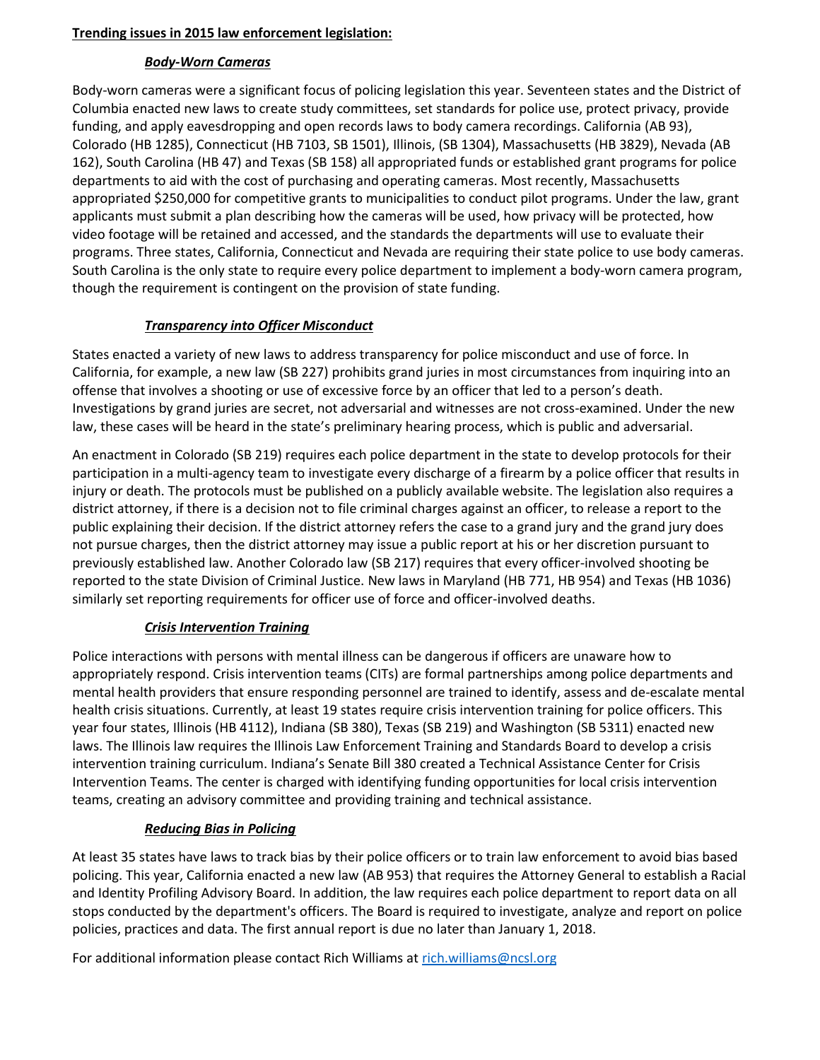**Trending issues in 2015 law enforcement legislation:**

***Body-Worn Cameras***

Body-worn cameras were a significant focus of policing legislation this year. Seventeen states and the District of Columbia enacted new laws to create study committees, set standards for police use, protect privacy, provide funding, and apply eavesdropping and open records laws to body camera recordings. California (AB 93), Colorado (HB 1285), Connecticut (HB 7103, SB 1501), Illinois, (SB 1304), Massachusetts (HB 3829), Nevada (AB 162), South Carolina (HB 47) and Texas (SB 158) all appropriated funds or established grant programs for police departments to aid with the cost of purchasing and operating cameras. Most recently, Massachusetts appropriated $250,000 for competitive grants to municipalities to conduct pilot programs. Under the law, grant applicants must submit a plan describing how the cameras will be used, how privacy will be protected, how video footage will be retained and accessed, and the standards the departments will use to evaluate their programs. Three states, California, Connecticut and Nevada are requiring their state police to use body cameras. South Carolina is the only state to require every police department to implement a body-worn camera program, though the requirement is contingent on the provision of state funding.

***Transparency into Officer Misconduct***

States enacted a variety of new laws to address transparency for police misconduct and use of force. In California, for example, a new law (SB 227) prohibits grand juries in most circumstances from inquiring into an offense that involves a shooting or use of excessive force by an officer that led to a person's death. Investigations by grand juries are secret, not adversarial and witnesses are not cross-examined. Under the new law, these cases will be heard in the state's preliminary hearing process, which is public and adversarial.

An enactment in Colorado (SB 219) requires each police department in the state to develop protocols for their participation in a multi-agency team to investigate every discharge of a firearm by a police officer that results in injury or death. The protocols must be published on a publicly available website. The legislation also requires a district attorney, if there is a decision not to file criminal charges against an officer, to release a report to the public explaining their decision. If the district attorney refers the case to a grand jury and the grand jury does not pursue charges, then the district attorney may issue a public report at his or her discretion pursuant to previously established law. Another Colorado law (SB 217) requires that every officer-involved shooting be reported to the state Division of Criminal Justice. New laws in Maryland (HB 771, HB 954) and Texas (HB 1036) similarly set reporting requirements for officer use of force and officer-involved deaths.

***Crisis Intervention Training***

Police interactions with persons with mental illness can be dangerous if officers are unaware how to appropriately respond. Crisis intervention teams (CITs) are formal partnerships among police departments and mental health providers that ensure responding personnel are trained to identify, assess and de-escalate mental health crisis situations. Currently, at least 19 states require crisis intervention training for police officers. This year four states, Illinois (HB 4112), Indiana (SB 380), Texas (SB 219) and Washington (SB 5311) enacted new laws. The Illinois law requires the Illinois Law Enforcement Training and Standards Board to develop a crisis intervention training curriculum. Indiana's Senate Bill 380 created a Technical Assistance Center for Crisis Intervention Teams. The center is charged with identifying funding opportunities for local crisis intervention teams, creating an advisory committee and providing training and technical assistance.

***Reducing Bias in Policing***

At least 35 states have laws to track bias by their police officers or to train law enforcement to avoid bias based policing. This year, California enacted a new law (AB 953) that requires the Attorney General to establish a Racial and Identity Profiling Advisory Board. In addition, the law requires each police department to report data on all stops conducted by the department's officers. The Board is required to investigate, analyze and report on police policies, practices and data. The first annual report is due no later than January 1, 2018.

For additional information please contact Rich Williams at rich.williams@ncsl.org